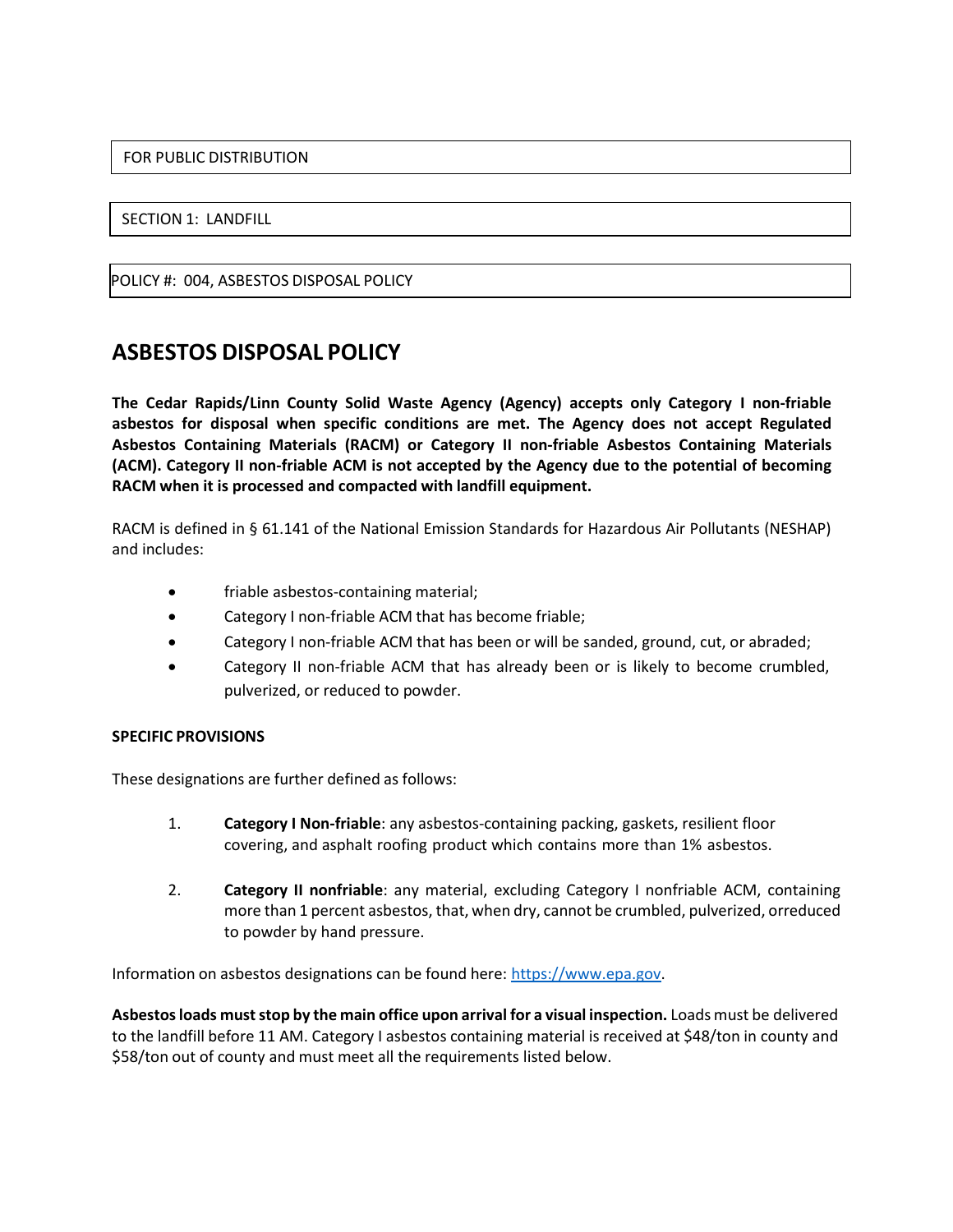FOR PUBLIC DISTRIBUTION

SECTION 1: LANDFILL

POLICY #: 004, ASBESTOS DISPOSAL POLICY

# ASBESTOS DISPOSAL POLICY

**The Cedar Rapids/Linn County Solid Waste Agency (Agency) accepts only Category I non-friable asbestos for disposal when specific conditions are met. The Agency does not accept Regulated Asbestos Containing Materials (RACM) or Category II non-friable Asbestos Containing Materials (ACM). Category II non-friable ACM is not accepted by the Agency due to the potential of becoming RACM when it is processed and compacted with landfill equipment.**

RACM is defined in § 61.141 of the National Emission Standards for Hazardous Air Pollutants (NESHAP) and includes:

- friable asbestos-containing material;
- Category I non-friable ACM that has become friable;
- Category I non-friable ACM that has been or will be sanded, ground, cut, or abraded;
- Category II non-friable ACM that has already been or is likely to become crumbled, pulverized, or reduced to powder.

**SPECIFIC PROVISIONS**

These designations are further defined as follows:

1. **Category I Non-friable**: any asbestos-containing packing, gaskets, resilient floor covering, and asphalt roofing product which contains more than 1% asbestos.

2. **Category II nonfriable**: any material, excluding Category I nonfriable ACM, containing more than 1 percent asbestos, that, when dry, cannot be crumbled, pulverized, orreduced to powder by hand pressure.

Information on asbestos designations can be found here: https://www.epa.gov.

**Asbestos loads must stop by the main office upon arrival for a visual inspection.** Loads must be delivered to the landfill before 11 AM. Category I asbestos containing material is received at $48/ton in county and $58/ton out of county and must meet all the requirements listed below.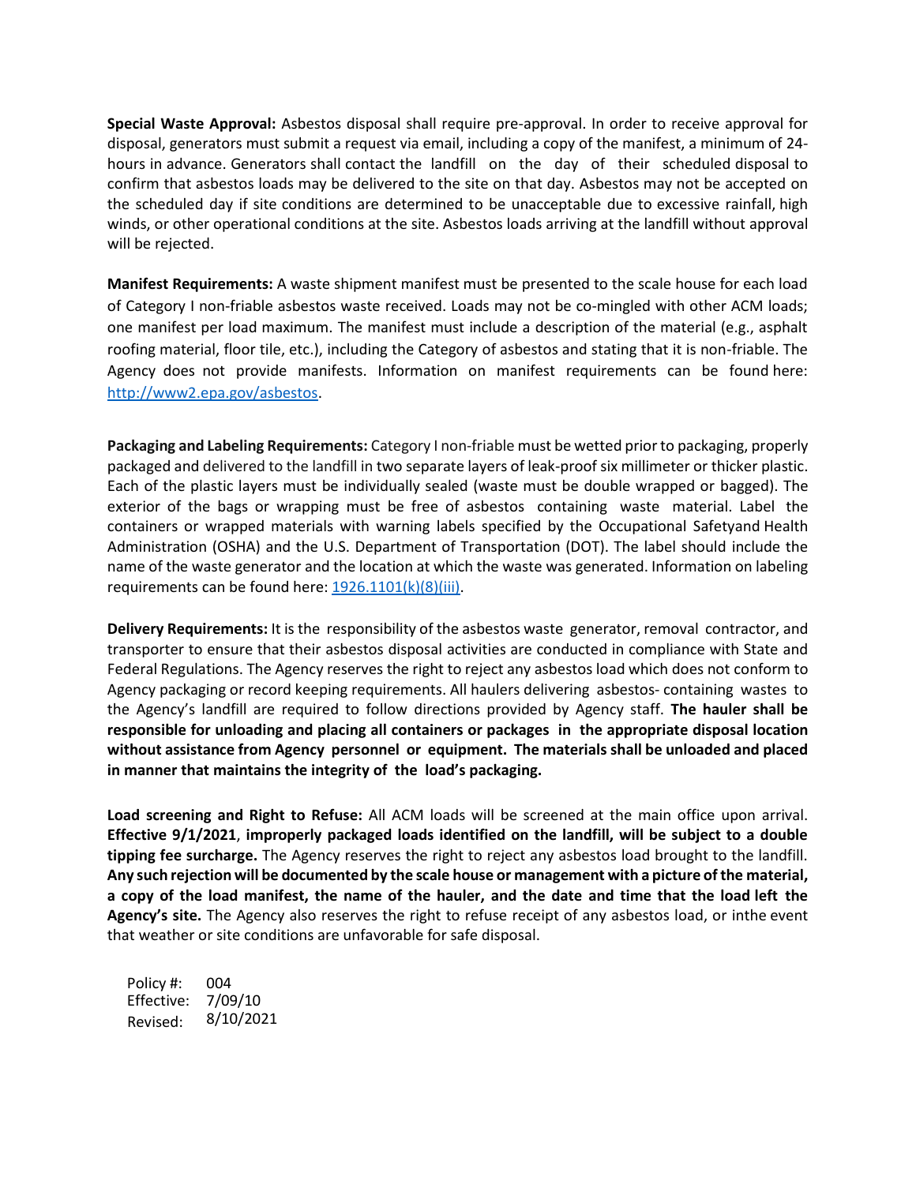**Special Waste Approval:** Asbestos disposal shall require pre-approval. In order to receive approval for disposal, generators must submit a request via email, including a copy of the manifest, a minimum of 24-hours in advance. Generators shall contact the landfill on the day of their scheduled disposal to confirm that asbestos loads may be delivered to the site on that day. Asbestos may not be accepted on the scheduled day if site conditions are determined to be unacceptable due to excessive rainfall, high winds, or other operational conditions at the site. Asbestos loads arriving at the landfill without approval will be rejected.

**Manifest Requirements:** A waste shipment manifest must be presented to the scale house for each load of Category I non-friable asbestos waste received. Loads may not be co-mingled with other ACM loads; one manifest per load maximum. The manifest must include a description of the material (e.g., asphalt roofing material, floor tile, etc.), including the Category of asbestos and stating that it is non-friable. The Agency does not provide manifests. Information on manifest requirements can be found here: [http://www2.epa.gov/asbestos](http://www2.epa.gov/asbestos).

**Packaging and Labeling Requirements:** Category I non-friable must be wetted prior to packaging, properly packaged and delivered to the landfill in two separate layers of leak-proof six millimeter or thicker plastic. Each of the plastic layers must be individually sealed (waste must be double wrapped or bagged). The exterior of the bags or wrapping must be free of asbestos containing waste material. Label the containers or wrapped materials with warning labels specified by the Occupational Safetyand Health Administration (OSHA) and the U.S. Department of Transportation (DOT). The label should include the name of the waste generator and the location at which the waste was generated. Information on labeling requirements can be found here: 1926.1101(k)(8)(iii).

**Delivery Requirements:** It is the responsibility of the asbestos waste generator, removal contractor, and transporter to ensure that their asbestos disposal activities are conducted in compliance with State and Federal Regulations. The Agency reserves the right to reject any asbestos load which does not conform to Agency packaging or record keeping requirements. All haulers delivering asbestos- containing wastes to the Agency's landfill are required to follow directions provided by Agency staff. **The hauler shall be responsible for unloading and placing all containers or packages in the appropriate disposal location without assistance from Agency personnel or equipment. The materials shall be unloaded and placed in manner that maintains the integrity of the load's packaging.**

**Load screening and Right to Refuse:** All ACM loads will be screened at the main office upon arrival. **Effective 9/1/2021**, **improperly packaged loads identified on the landfill, will be subject to a double tipping fee surcharge.** The Agency reserves the right to reject any asbestos load brought to the landfill. **Any such rejection will be documented by the scale house or management with a picture of the material, a copy of the load manifest, the name of the hauler, and the date and time that the load left the Agency's site.** The Agency also reserves the right to refuse receipt of any asbestos load, or inthe event that weather or site conditions are unfavorable for safe disposal.

Policy #: 004
Effective: 7/09/10
Revised: 8/10/2021